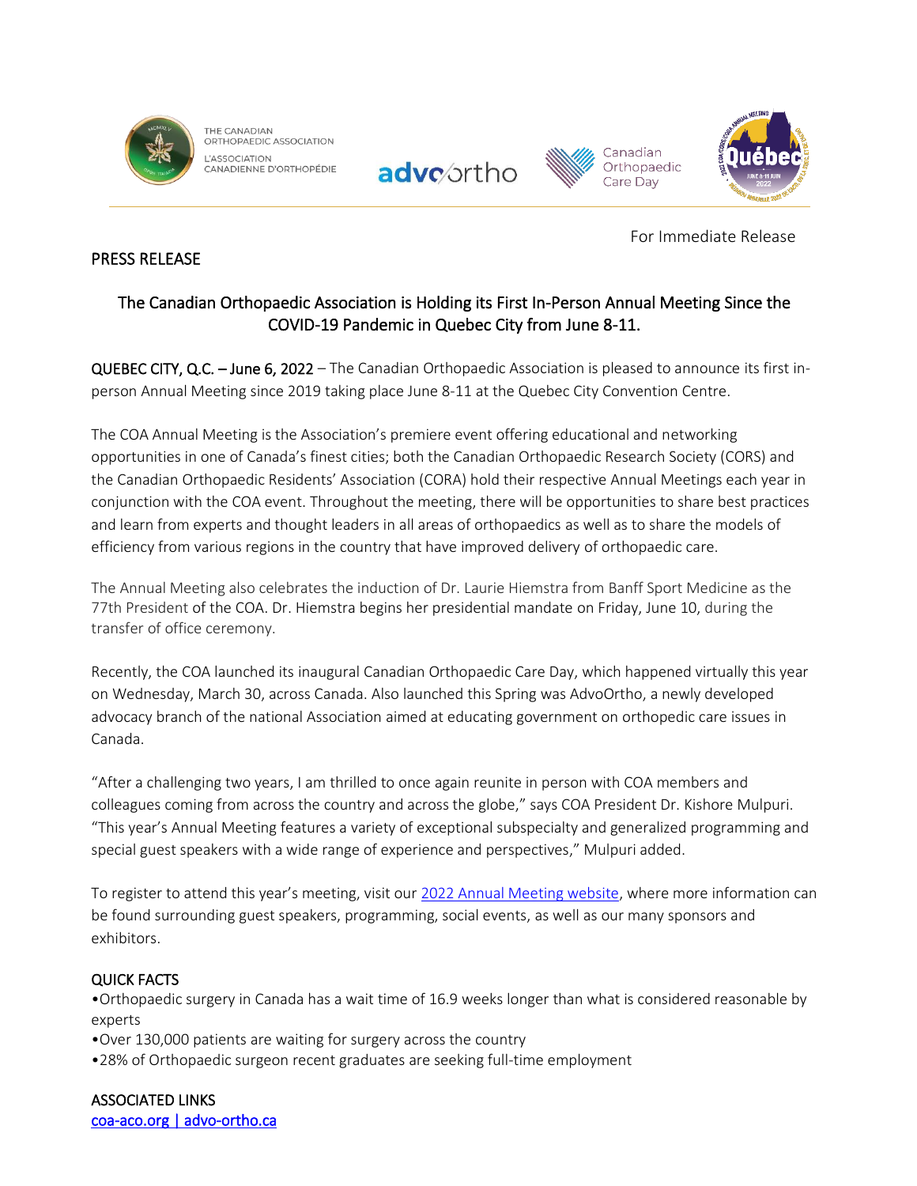THE CANADIAN ORTHOPAEDIC ASSOCIATION
L'ASSOCIATION CANADIENNE D'ORTHOPÉDIE

advo ortho

Canadian Orthopaedic Care Day

For Immediate Release

PRESS RELEASE

## The Canadian Orthopaedic Association is Holding its First In-Person Annual Meeting Since the COVID-19 Pandemic in Quebec City from June 8-11.

QUEBEC CITY, Q.C. – June 6, 2022 – The Canadian Orthopaedic Association is pleased to announce its first in-person Annual Meeting since 2019 taking place June 8-11 at the Quebec City Convention Centre.

The COA Annual Meeting is the Association's premiere event offering educational and networking opportunities in one of Canada's finest cities; both the Canadian Orthopaedic Research Society (CORS) and the Canadian Orthopaedic Residents' Association (CORA) hold their respective Annual Meetings each year in conjunction with the COA event. Throughout the meeting, there will be opportunities to share best practices and learn from experts and thought leaders in all areas of orthopaedics as well as to share the models of efficiency from various regions in the country that have improved delivery of orthopaedic care.

The Annual Meeting also celebrates the induction of Dr. Laurie Hiemstra from Banff Sport Medicine as the 77th President of the COA. Dr. Hiemstra begins her presidential mandate on Friday, June 10, during the transfer of office ceremony.

Recently, the COA launched its inaugural Canadian Orthopaedic Care Day, which happened virtually this year on Wednesday, March 30, across Canada. Also launched this Spring was AdvoOrtho, a newly developed advocacy branch of the national Association aimed at educating government on orthopedic care issues in Canada.

"After a challenging two years, I am thrilled to once again reunite in person with COA members and colleagues coming from across the country and across the globe," says COA President Dr. Kishore Mulpuri. "This year's Annual Meeting features a variety of exceptional subspecialty and generalized programming and special guest speakers with a wide range of experience and perspectives," Mulpuri added.

To register to attend this year's meeting, visit our [2022 Annual Meeting website](), where more information can be found surrounding guest speakers, programming, social events, as well as our many sponsors and exhibitors.

### QUICK FACTS

- Orthopaedic surgery in Canada has a wait time of 16.9 weeks longer than what is considered reasonable by experts
- Over 130,000 patients are waiting for surgery across the country
- 28% of Orthopaedic surgeon recent graduates are seeking full-time employment

### ASSOCIATED LINKS

coa-aco.org | advo-ortho.ca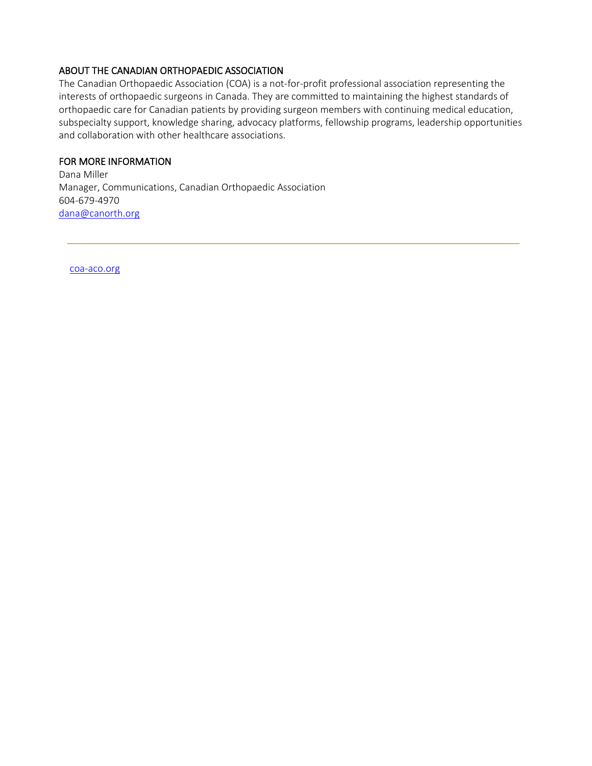## ABOUT THE CANADIAN ORTHOPAEDIC ASSOCIATION

The Canadian Orthopaedic Association (COA) is a not-for-profit professional association representing the interests of orthopaedic surgeons in Canada. They are committed to maintaining the highest standards of orthopaedic care for Canadian patients by providing surgeon members with continuing medical education, subspecialty support, knowledge sharing, advocacy platforms, fellowship programs, leadership opportunities and collaboration with other healthcare associations.

## FOR MORE INFORMATION

Dana Miller
Manager, Communications, Canadian Orthopaedic Association
604-679-4970
dana@canorth.org

---

coa-aco.org